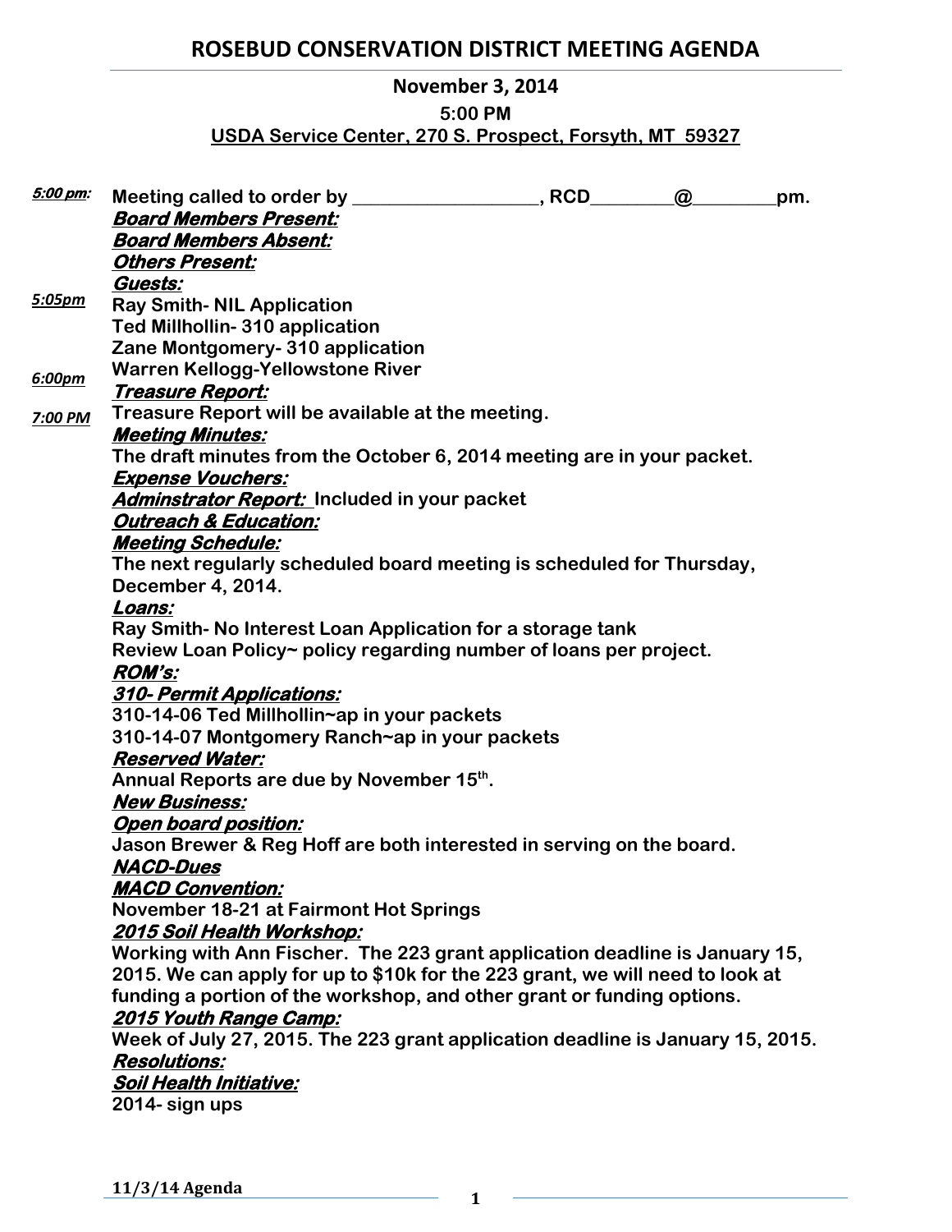# ROSEBUD CONSERVATION DISTRICT MEETING AGENDA

**November 3, 2014**

**5:00 PM**

**USDA Service Center, 270 S. Prospect, Forsyth, MT 59327**

***5:00 pm:*** **Meeting called to order by ___________________, RCD________@________pm.**

***Board Members Present:***

***Board Members Absent:***

***Others Present:***

***Guests:***

***5:05pm*** **Ray Smith- NIL Application**

**Ted Millhollin- 310 application**

**Zane Montgomery- 310 application**

**Warren Kellogg-Yellowstone River**

***6:00pm*** ***Treasure Report:***

***7:00 PM*** **Treasure Report will be available at the meeting.**

***Meeting Minutes:***

**The draft minutes from the October 6, 2014 meeting are in your packet.**

***Expense Vouchers:***

***Adminstrator Report:*** **Included in your packet**

***Outreach & Education:***

***Meeting Schedule:***

**The next regularly scheduled board meeting is scheduled for Thursday, December 4, 2014.**

***Loans:***

**Ray Smith- No Interest Loan Application for a storage tank**

**Review Loan Policy~ policy regarding number of loans per project.**

***ROM's:***

***310- Permit Applications:***

**310-14-06 Ted Millhollin~ap in your packets**

**310-14-07 Montgomery Ranch~ap in your packets**

***Reserved Water:***

**Annual Reports are due by November 15th.**

***New Business:***

***Open board position:***

**Jason Brewer & Reg Hoff are both interested in serving on the board.**

***NACD-Dues***

***MACD Convention:***

**November 18-21 at Fairmont Hot Springs**

***2015 Soil Health Workshop:***

**Working with Ann Fischer. The 223 grant application deadline is January 15, 2015. We can apply for up to $10k for the 223 grant, we will need to look at funding a portion of the workshop, and other grant or funding options.**

***2015 Youth Range Camp:***

**Week of July 27, 2015. The 223 grant application deadline is January 15, 2015.**

***Resolutions:***

***Soil Health Initiative:***

**2014- sign ups**

**11/3/14 Agenda**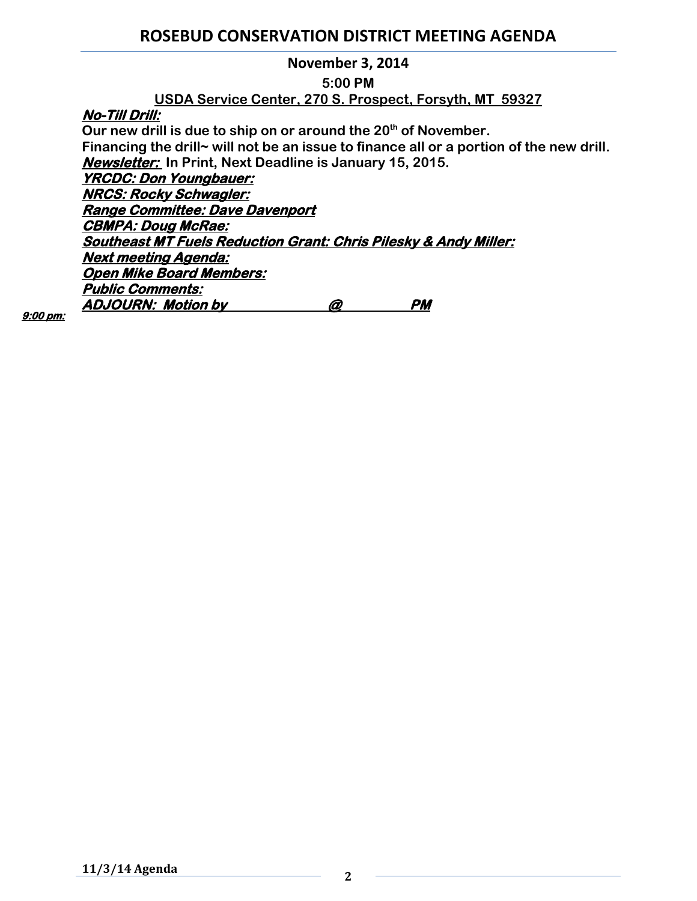# ROSEBUD CONSERVATION DISTRICT MEETING AGENDA

**November 3, 2014**

**5:00 PM**

**USDA Service Center, 270 S. Prospect, Forsyth, MT 59327**

***No-Till Drill:***

**Our new drill is due to ship on or around the 20th of November.**

**Financing the drill~ will not be an issue to finance all or a portion of the new drill.**

***Newsletter:*** **In Print, Next Deadline is January 15, 2015.**

***YRCDC: Don Youngbauer:***

***NRCS: Rocky Schwagler:***

***Range Committee: Dave Davenport***

***CBMPA: Doug McRae:***

***Southeast MT Fuels Reduction Grant: Chris Pilesky & Andy Miller:***

***Next meeting Agenda:***

***Open Mike Board Members:***

***Public Comments:***

***9:00 pm:*** ***ADJOURN: Motion by \_\_\_\_\_\_\_\_\_\_\_\_\_\_ @ \_\_\_\_\_\_\_\_\_\_ PM***

11/3/14 Agenda